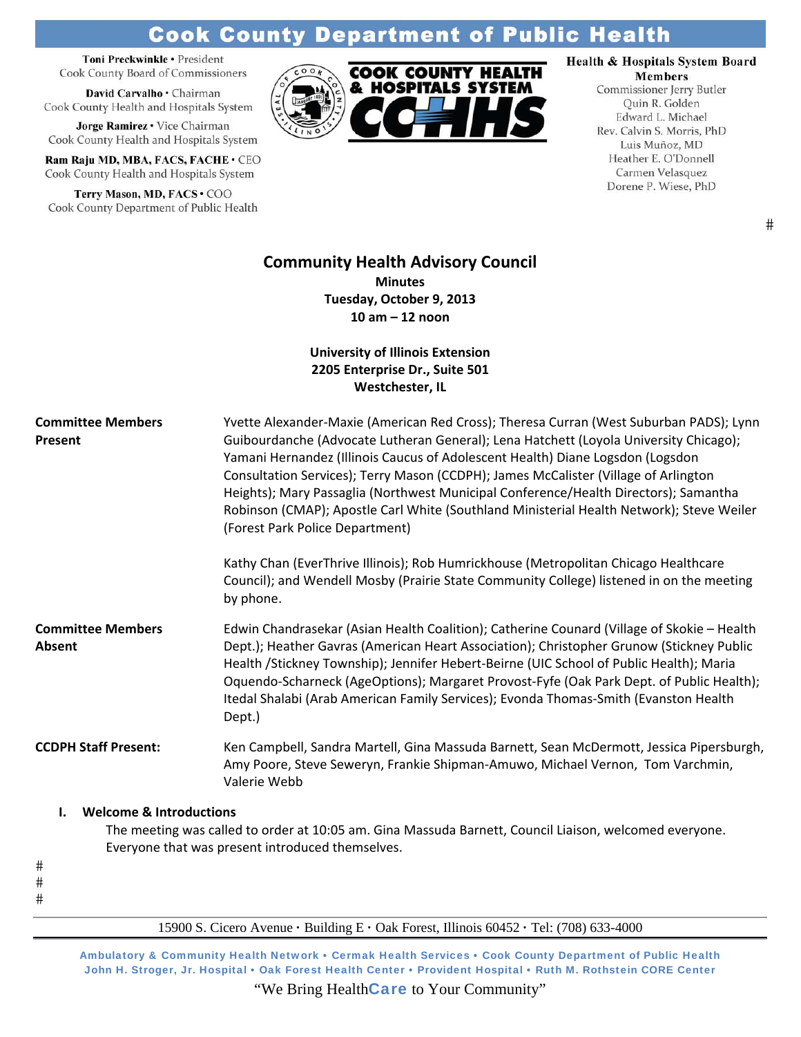# Cook County Department of Public Health

Toni Preckwinkle • President
Cook County Board of Commissioners

David Carvalho • Chairman
Cook County Health and Hospitals System

Jorge Ramirez • Vice Chairman
Cook County Health and Hospitals System

Ram Raju MD, MBA, FACS, FACHE • CEO
Cook County Health and Hospitals System

Terry Mason, MD, FACS • COO
Cook County Department of Public Health

**Health & Hospitals System Board Members**
Commissioner Jerry Butler
Quin R. Golden
Edward L. Michael
Rev. Calvin S. Morris, PhD
Luis Muñoz, MD
Heather E. O'Donnell
Carmen Velasquez
Dorene P. Wiese, PhD

## Community Health Advisory Council

**Minutes**
**Tuesday, October 9, 2013**
**10 am – 12 noon**

**University of Illinois Extension**
**2205 Enterprise Dr., Suite 501**
**Westchester, IL**

**Committee Members Present**

Yvette Alexander-Maxie (American Red Cross); Theresa Curran (West Suburban PADS); Lynn Guibourdanche (Advocate Lutheran General); Lena Hatchett (Loyola University Chicago); Yamani Hernandez (Illinois Caucus of Adolescent Health) Diane Logsdon (Logsdon Consultation Services); Terry Mason (CCDPH); James McCalister (Village of Arlington Heights); Mary Passaglia (Northwest Municipal Conference/Health Directors); Samantha Robinson (CMAP); Apostle Carl White (Southland Ministerial Health Network); Steve Weiler (Forest Park Police Department)

Kathy Chan (EverThrive Illinois); Rob Humrickhouse (Metropolitan Chicago Healthcare Council); and Wendell Mosby (Prairie State Community College) listened in on the meeting by phone.

**Committee Members Absent**

Edwin Chandrasekar (Asian Health Coalition); Catherine Counard (Village of Skokie – Health Dept.); Heather Gavras (American Heart Association); Christopher Grunow (Stickney Public Health /Stickney Township); Jennifer Hebert-Beirne (UIC School of Public Health); Maria Oquendo-Scharneck (AgeOptions); Margaret Provost-Fyfe (Oak Park Dept. of Public Health); Itedal Shalabi (Arab American Family Services); Evonda Thomas-Smith (Evanston Health Dept.)

**CCDPH Staff Present:**

Ken Campbell, Sandra Martell, Gina Massuda Barnett, Sean McDermott, Jessica Pipersburgh, Amy Poore, Steve Seweryn, Frankie Shipman-Amuwo, Michael Vernon, Tom Varchmin, Valerie Webb

### I. Welcome & Introductions

The meeting was called to order at 10:05 am. Gina Massuda Barnett, Council Liaison, welcomed everyone. Everyone that was present introduced themselves.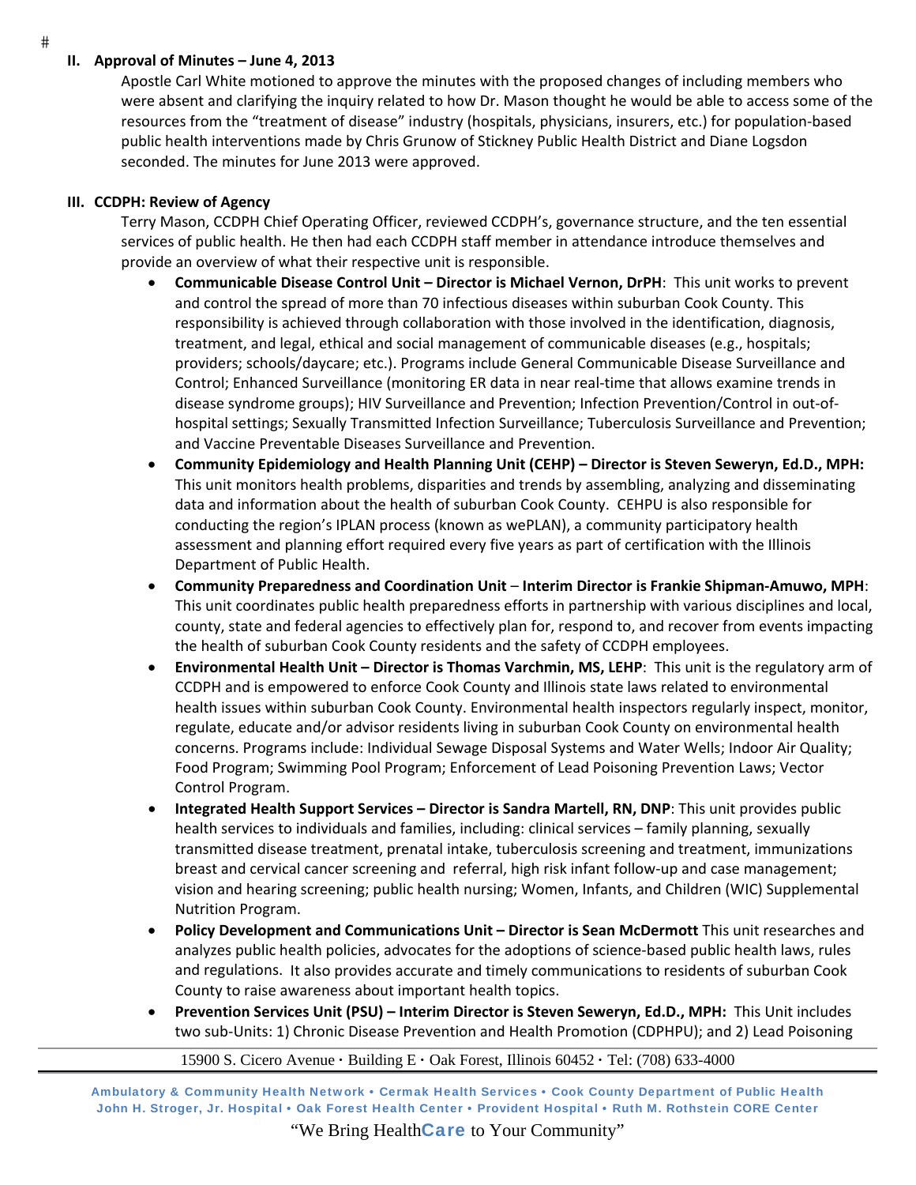## II. Approval of Minutes – June 4, 2013

Apostle Carl White motioned to approve the minutes with the proposed changes of including members who were absent and clarifying the inquiry related to how Dr. Mason thought he would be able to access some of the resources from the "treatment of disease" industry (hospitals, physicians, insurers, etc.) for population-based public health interventions made by Chris Grunow of Stickney Public Health District and Diane Logsdon seconded. The minutes for June 2013 were approved.

## III. CCDPH: Review of Agency

Terry Mason, CCDPH Chief Operating Officer, reviewed CCDPH's, governance structure, and the ten essential services of public health. He then had each CCDPH staff member in attendance introduce themselves and provide an overview of what their respective unit is responsible.

- **Communicable Disease Control Unit – Director is Michael Vernon, DrPH**: This unit works to prevent and control the spread of more than 70 infectious diseases within suburban Cook County. This responsibility is achieved through collaboration with those involved in the identification, diagnosis, treatment, and legal, ethical and social management of communicable diseases (e.g., hospitals; providers; schools/daycare; etc.). Programs include General Communicable Disease Surveillance and Control; Enhanced Surveillance (monitoring ER data in near real-time that allows examine trends in disease syndrome groups); HIV Surveillance and Prevention; Infection Prevention/Control in out-of-hospital settings; Sexually Transmitted Infection Surveillance; Tuberculosis Surveillance and Prevention; and Vaccine Preventable Diseases Surveillance and Prevention.
- **Community Epidemiology and Health Planning Unit (CEHP) – Director is Steven Seweryn, Ed.D., MPH:** This unit monitors health problems, disparities and trends by assembling, analyzing and disseminating data and information about the health of suburban Cook County. CEHPU is also responsible for conducting the region's IPLAN process (known as wePLAN), a community participatory health assessment and planning effort required every five years as part of certification with the Illinois Department of Public Health.
- **Community Preparedness and Coordination Unit** – **Interim Director is Frankie Shipman-Amuwo, MPH**: This unit coordinates public health preparedness efforts in partnership with various disciplines and local, county, state and federal agencies to effectively plan for, respond to, and recover from events impacting the health of suburban Cook County residents and the safety of CCDPH employees.
- **Environmental Health Unit – Director is Thomas Varchmin, MS, LEHP**: This unit is the regulatory arm of CCDPH and is empowered to enforce Cook County and Illinois state laws related to environmental health issues within suburban Cook County. Environmental health inspectors regularly inspect, monitor, regulate, educate and/or advisor residents living in suburban Cook County on environmental health concerns. Programs include: Individual Sewage Disposal Systems and Water Wells; Indoor Air Quality; Food Program; Swimming Pool Program; Enforcement of Lead Poisoning Prevention Laws; Vector Control Program.
- **Integrated Health Support Services – Director is Sandra Martell, RN, DNP**: This unit provides public health services to individuals and families, including: clinical services – family planning, sexually transmitted disease treatment, prenatal intake, tuberculosis screening and treatment, immunizations breast and cervical cancer screening and referral, high risk infant follow-up and case management; vision and hearing screening; public health nursing; Women, Infants, and Children (WIC) Supplemental Nutrition Program.
- **Policy Development and Communications Unit – Director is Sean McDermott** This unit researches and analyzes public health policies, advocates for the adoptions of science-based public health laws, rules and regulations. It also provides accurate and timely communications to residents of suburban Cook County to raise awareness about important health topics.
- **Prevention Services Unit (PSU) – Interim Director is Steven Seweryn, Ed.D., MPH:** This Unit includes two sub-Units: 1) Chronic Disease Prevention and Health Promotion (CDPHPU); and 2) Lead Poisoning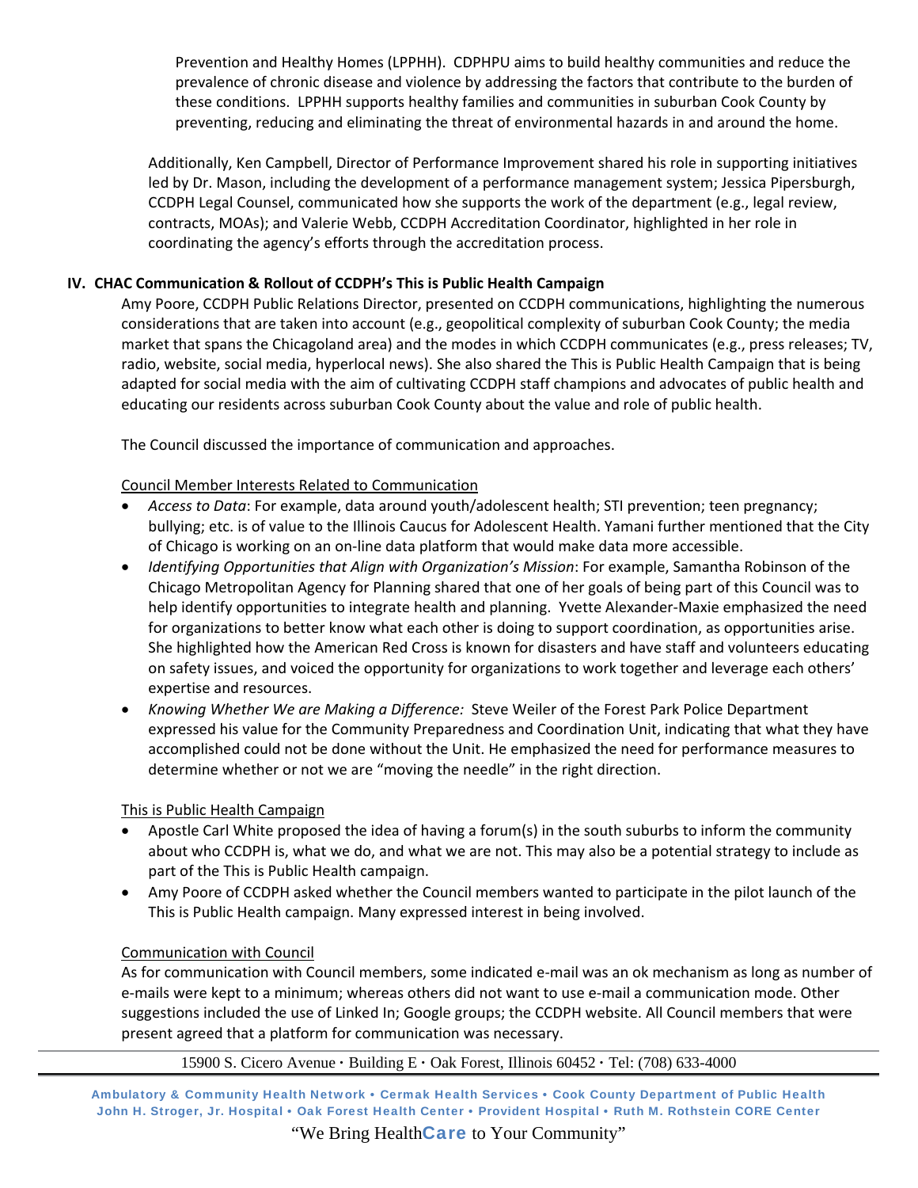Prevention and Healthy Homes (LPPHH). CDPHPU aims to build healthy communities and reduce the prevalence of chronic disease and violence by addressing the factors that contribute to the burden of these conditions. LPPHH supports healthy families and communities in suburban Cook County by preventing, reducing and eliminating the threat of environmental hazards in and around the home.

Additionally, Ken Campbell, Director of Performance Improvement shared his role in supporting initiatives led by Dr. Mason, including the development of a performance management system; Jessica Pipersburgh, CCDPH Legal Counsel, communicated how she supports the work of the department (e.g., legal review, contracts, MOAs); and Valerie Webb, CCDPH Accreditation Coordinator, highlighted in her role in coordinating the agency's efforts through the accreditation process.

## IV. CHAC Communication & Rollout of CCDPH's This is Public Health Campaign

Amy Poore, CCDPH Public Relations Director, presented on CCDPH communications, highlighting the numerous considerations that are taken into account (e.g., geopolitical complexity of suburban Cook County; the media market that spans the Chicagoland area) and the modes in which CCDPH communicates (e.g., press releases; TV, radio, website, social media, hyperlocal news). She also shared the This is Public Health Campaign that is being adapted for social media with the aim of cultivating CCDPH staff champions and advocates of public health and educating our residents across suburban Cook County about the value and role of public health.

The Council discussed the importance of communication and approaches.

Council Member Interests Related to Communication

- *Access to Data*: For example, data around youth/adolescent health; STI prevention; teen pregnancy; bullying; etc. is of value to the Illinois Caucus for Adolescent Health. Yamani further mentioned that the City of Chicago is working on an on-line data platform that would make data more accessible.
- *Identifying Opportunities that Align with Organization's Mission*: For example, Samantha Robinson of the Chicago Metropolitan Agency for Planning shared that one of her goals of being part of this Council was to help identify opportunities to integrate health and planning. Yvette Alexander-Maxie emphasized the need for organizations to better know what each other is doing to support coordination, as opportunities arise. She highlighted how the American Red Cross is known for disasters and have staff and volunteers educating on safety issues, and voiced the opportunity for organizations to work together and leverage each others' expertise and resources.
- *Knowing Whether We are Making a Difference:* Steve Weiler of the Forest Park Police Department expressed his value for the Community Preparedness and Coordination Unit, indicating that what they have accomplished could not be done without the Unit. He emphasized the need for performance measures to determine whether or not we are "moving the needle" in the right direction.

This is Public Health Campaign

- Apostle Carl White proposed the idea of having a forum(s) in the south suburbs to inform the community about who CCDPH is, what we do, and what we are not. This may also be a potential strategy to include as part of the This is Public Health campaign.
- Amy Poore of CCDPH asked whether the Council members wanted to participate in the pilot launch of the This is Public Health campaign. Many expressed interest in being involved.

Communication with Council

As for communication with Council members, some indicated e-mail was an ok mechanism as long as number of e-mails were kept to a minimum; whereas others did not want to use e-mail a communication mode. Other suggestions included the use of Linked In; Google groups; the CCDPH website. All Council members that were present agreed that a platform for communication was necessary.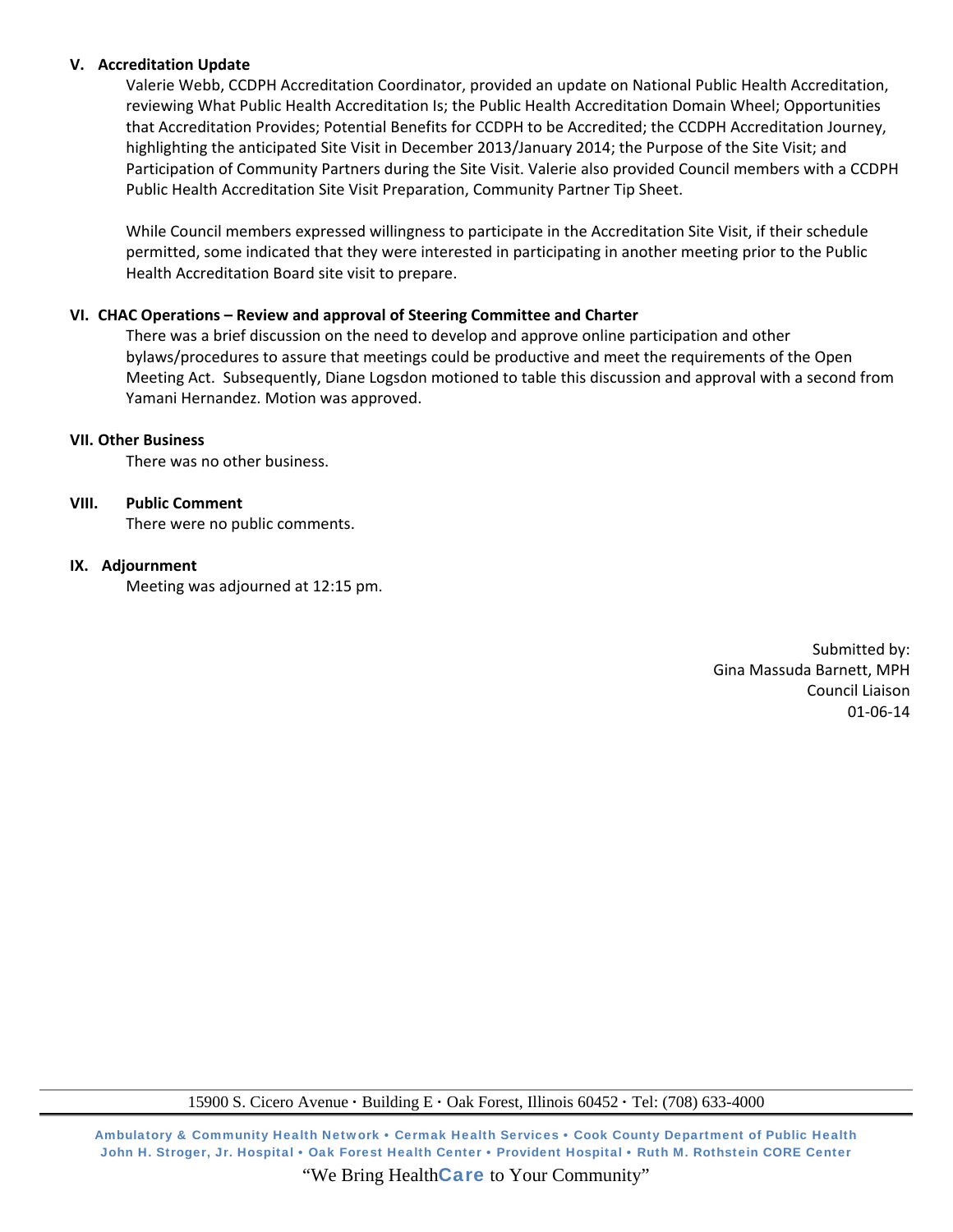## V. Accreditation Update

Valerie Webb, CCDPH Accreditation Coordinator, provided an update on National Public Health Accreditation, reviewing What Public Health Accreditation Is; the Public Health Accreditation Domain Wheel; Opportunities that Accreditation Provides; Potential Benefits for CCDPH to be Accredited; the CCDPH Accreditation Journey, highlighting the anticipated Site Visit in December 2013/January 2014; the Purpose of the Site Visit; and Participation of Community Partners during the Site Visit. Valerie also provided Council members with a CCDPH Public Health Accreditation Site Visit Preparation, Community Partner Tip Sheet.

While Council members expressed willingness to participate in the Accreditation Site Visit, if their schedule permitted, some indicated that they were interested in participating in another meeting prior to the Public Health Accreditation Board site visit to prepare.

## VI. CHAC Operations – Review and approval of Steering Committee and Charter

There was a brief discussion on the need to develop and approve online participation and other bylaws/procedures to assure that meetings could be productive and meet the requirements of the Open Meeting Act. Subsequently, Diane Logsdon motioned to table this discussion and approval with a second from Yamani Hernandez. Motion was approved.

## VII. Other Business

There was no other business.

## VIII. Public Comment

There were no public comments.

## IX. Adjournment

Meeting was adjourned at 12:15 pm.

Submitted by:
Gina Massuda Barnett, MPH
Council Liaison
01-06-14

15900 S. Cicero Avenue · Building E · Oak Forest, Illinois 60452 · Tel: (708) 633-4000

Ambulatory & Community Health Network • Cermak Health Services • Cook County Department of Public Health
John H. Stroger, Jr. Hospital • Oak Forest Health Center • Provident Hospital • Ruth M. Rothstein CORE Center

"We Bring HealthCare to Your Community"